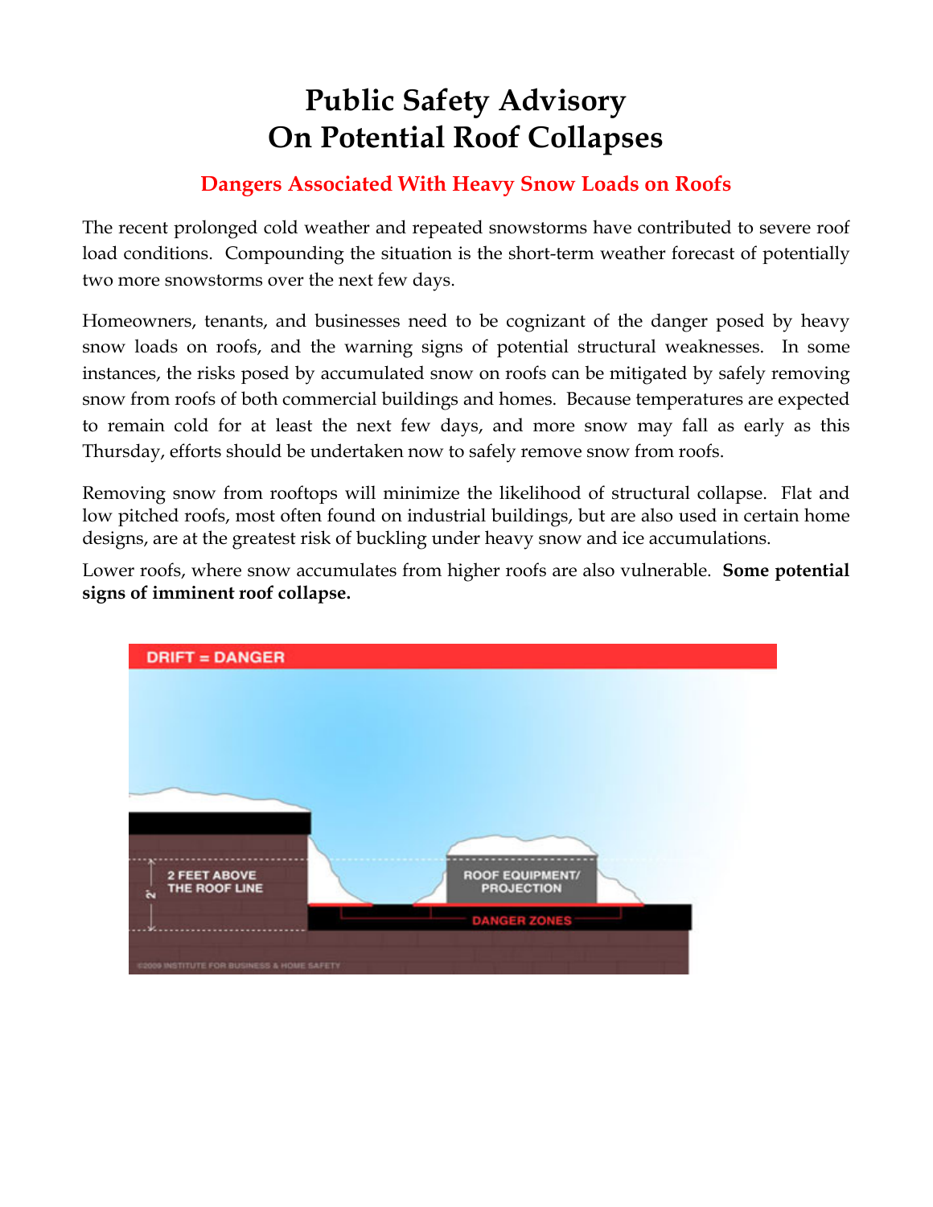# Public Safety Advisory
# On Potential Roof Collapses

## Dangers Associated With Heavy Snow Loads on Roofs

The recent prolonged cold weather and repeated snowstorms have contributed to severe roof load conditions. Compounding the situation is the short-term weather forecast of potentially two more snowstorms over the next few days.

Homeowners, tenants, and businesses need to be cognizant of the danger posed by heavy snow loads on roofs, and the warning signs of potential structural weaknesses. In some instances, the risks posed by accumulated snow on roofs can be mitigated by safely removing snow from roofs of both commercial buildings and homes. Because temperatures are expected to remain cold for at least the next few days, and more snow may fall as early as this Thursday, efforts should be undertaken now to safely remove snow from roofs.

Removing snow from rooftops will minimize the likelihood of structural collapse. Flat and low pitched roofs, most often found on industrial buildings, but are also used in certain home designs, are at the greatest risk of buckling under heavy snow and ice accumulations.

Lower roofs, where snow accumulates from higher roofs are also vulnerable. **Some potential signs of imminent roof collapse.**

DRIFT = DANGER

2 FEET ABOVE THE ROOF LINE

ROOF EQUIPMENT/ PROJECTION

DANGER ZONES

©2009 INSTITUTE FOR BUSINESS & HOME SAFETY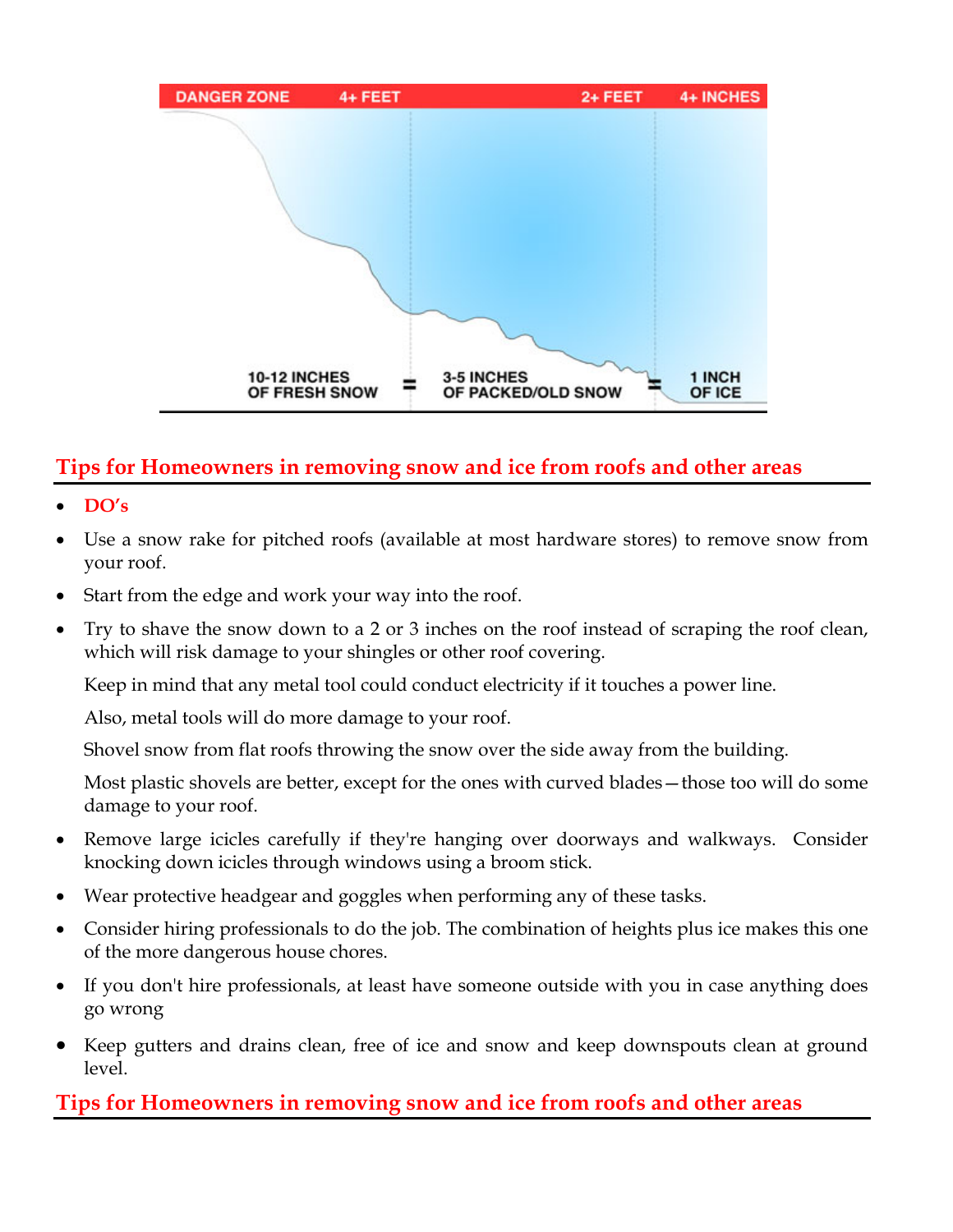DANGER ZONE 4+ FEET 2+ FEET 4+ INCHES

10-12 INCHES OF FRESH SNOW = 3-5 INCHES OF PACKED/OLD SNOW = 1 INCH OF ICE

## Tips for Homeowners in removing snow and ice from roofs and other areas

- **DO's**
- Use a snow rake for pitched roofs (available at most hardware stores) to remove snow from your roof.
- Start from the edge and work your way into the roof.
- Try to shave the snow down to a 2 or 3 inches on the roof instead of scraping the roof clean, which will risk damage to your shingles or other roof covering.

  Keep in mind that any metal tool could conduct electricity if it touches a power line.

  Also, metal tools will do more damage to your roof.

  Shovel snow from flat roofs throwing the snow over the side away from the building.

  Most plastic shovels are better, except for the ones with curved blades—those too will do some damage to your roof.
- Remove large icicles carefully if they're hanging over doorways and walkways. Consider knocking down icicles through windows using a broom stick.
- Wear protective headgear and goggles when performing any of these tasks.
- Consider hiring professionals to do the job. The combination of heights plus ice makes this one of the more dangerous house chores.
- If you don't hire professionals, at least have someone outside with you in case anything does go wrong
- Keep gutters and drains clean, free of ice and snow and keep downspouts clean at ground level.

## Tips for Homeowners in removing snow and ice from roofs and other areas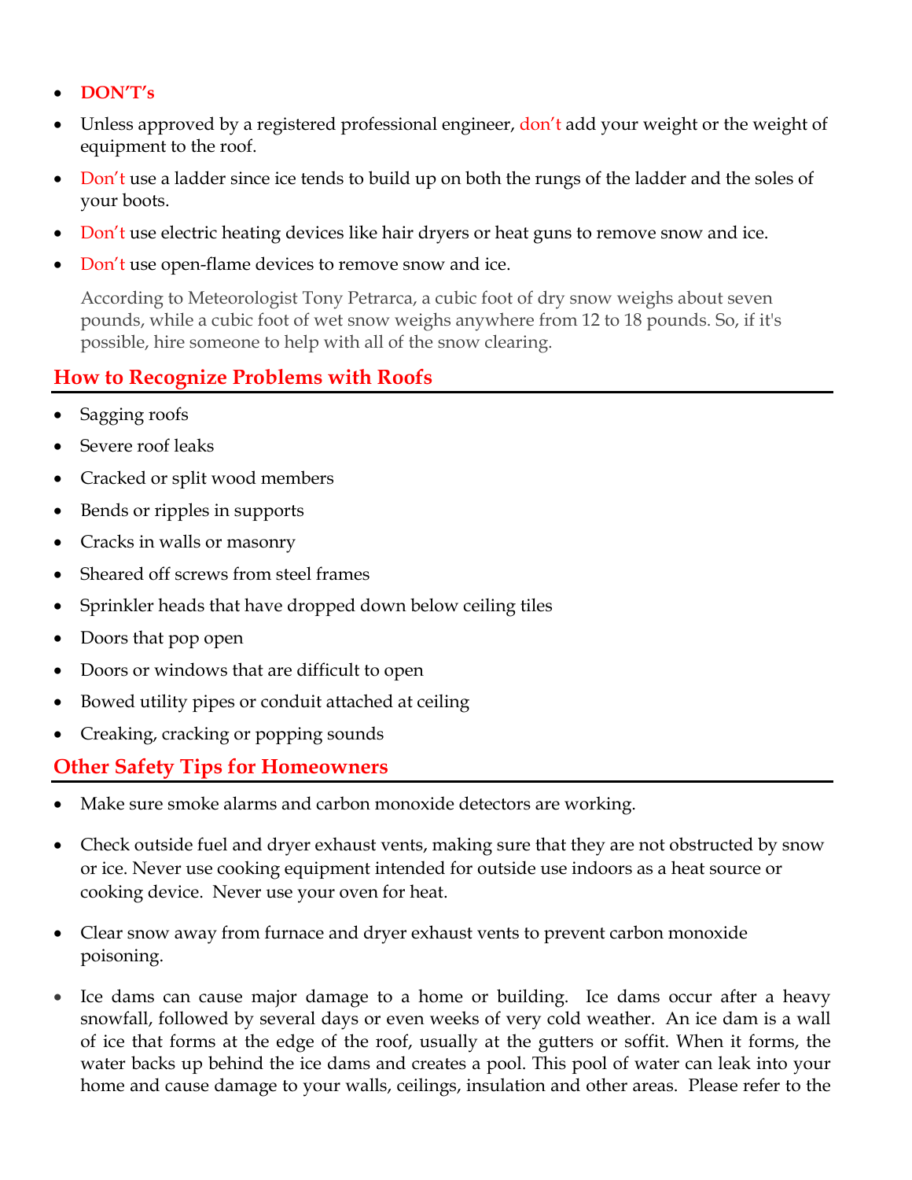- **DON'T's**
- Unless approved by a registered professional engineer, don't add your weight or the weight of equipment to the roof.
- Don't use a ladder since ice tends to build up on both the rungs of the ladder and the soles of your boots.
- Don't use electric heating devices like hair dryers or heat guns to remove snow and ice.
- Don't use open-flame devices to remove snow and ice.

  According to Meteorologist Tony Petrarca, a cubic foot of dry snow weighs about seven pounds, while a cubic foot of wet snow weighs anywhere from 12 to 18 pounds. So, if it's possible, hire someone to help with all of the snow clearing.

## How to Recognize Problems with Roofs

- Sagging roofs
- Severe roof leaks
- Cracked or split wood members
- Bends or ripples in supports
- Cracks in walls or masonry
- Sheared off screws from steel frames
- Sprinkler heads that have dropped down below ceiling tiles
- Doors that pop open
- Doors or windows that are difficult to open
- Bowed utility pipes or conduit attached at ceiling
- Creaking, cracking or popping sounds

## Other Safety Tips for Homeowners

- Make sure smoke alarms and carbon monoxide detectors are working.
- Check outside fuel and dryer exhaust vents, making sure that they are not obstructed by snow or ice. Never use cooking equipment intended for outside use indoors as a heat source or cooking device. Never use your oven for heat.
- Clear snow away from furnace and dryer exhaust vents to prevent carbon monoxide poisoning.
- Ice dams can cause major damage to a home or building. Ice dams occur after a heavy snowfall, followed by several days or even weeks of very cold weather. An ice dam is a wall of ice that forms at the edge of the roof, usually at the gutters or soffit. When it forms, the water backs up behind the ice dams and creates a pool. This pool of water can leak into your home and cause damage to your walls, ceilings, insulation and other areas. Please refer to the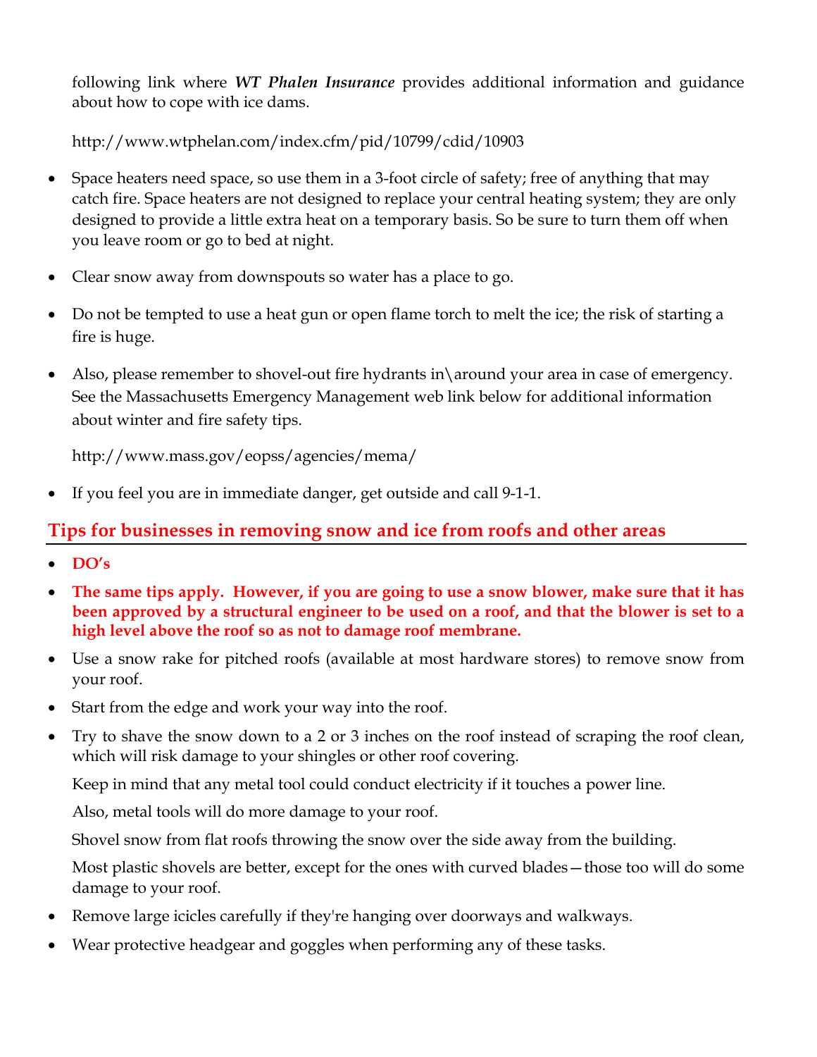following link where ***WT Phalen Insurance*** provides additional information and guidance about how to cope with ice dams.

http://www.wtphelan.com/index.cfm/pid/10799/cdid/10903

- Space heaters need space, so use them in a 3-foot circle of safety; free of anything that may catch fire. Space heaters are not designed to replace your central heating system; they are only designed to provide a little extra heat on a temporary basis. So be sure to turn them off when you leave room or go to bed at night.
- Clear snow away from downspouts so water has a place to go.
- Do not be tempted to use a heat gun or open flame torch to melt the ice; the risk of starting a fire is huge.
- Also, please remember to shovel-out fire hydrants in\around your area in case of emergency. See the Massachusetts Emergency Management web link below for additional information about winter and fire safety tips.

  http://www.mass.gov/eopss/agencies/mema/

- If you feel you are in immediate danger, get outside and call 9-1-1.

## Tips for businesses in removing snow and ice from roofs and other areas

- **DO's**
- **The same tips apply. However, if you are going to use a snow blower, make sure that it has been approved by a structural engineer to be used on a roof, and that the blower is set to a high level above the roof so as not to damage roof membrane.**
- Use a snow rake for pitched roofs (available at most hardware stores) to remove snow from your roof.
- Start from the edge and work your way into the roof.
- Try to shave the snow down to a 2 or 3 inches on the roof instead of scraping the roof clean, which will risk damage to your shingles or other roof covering.

  Keep in mind that any metal tool could conduct electricity if it touches a power line.

  Also, metal tools will do more damage to your roof.

  Shovel snow from flat roofs throwing the snow over the side away from the building.

  Most plastic shovels are better, except for the ones with curved blades—those too will do some damage to your roof.

- Remove large icicles carefully if they're hanging over doorways and walkways.
- Wear protective headgear and goggles when performing any of these tasks.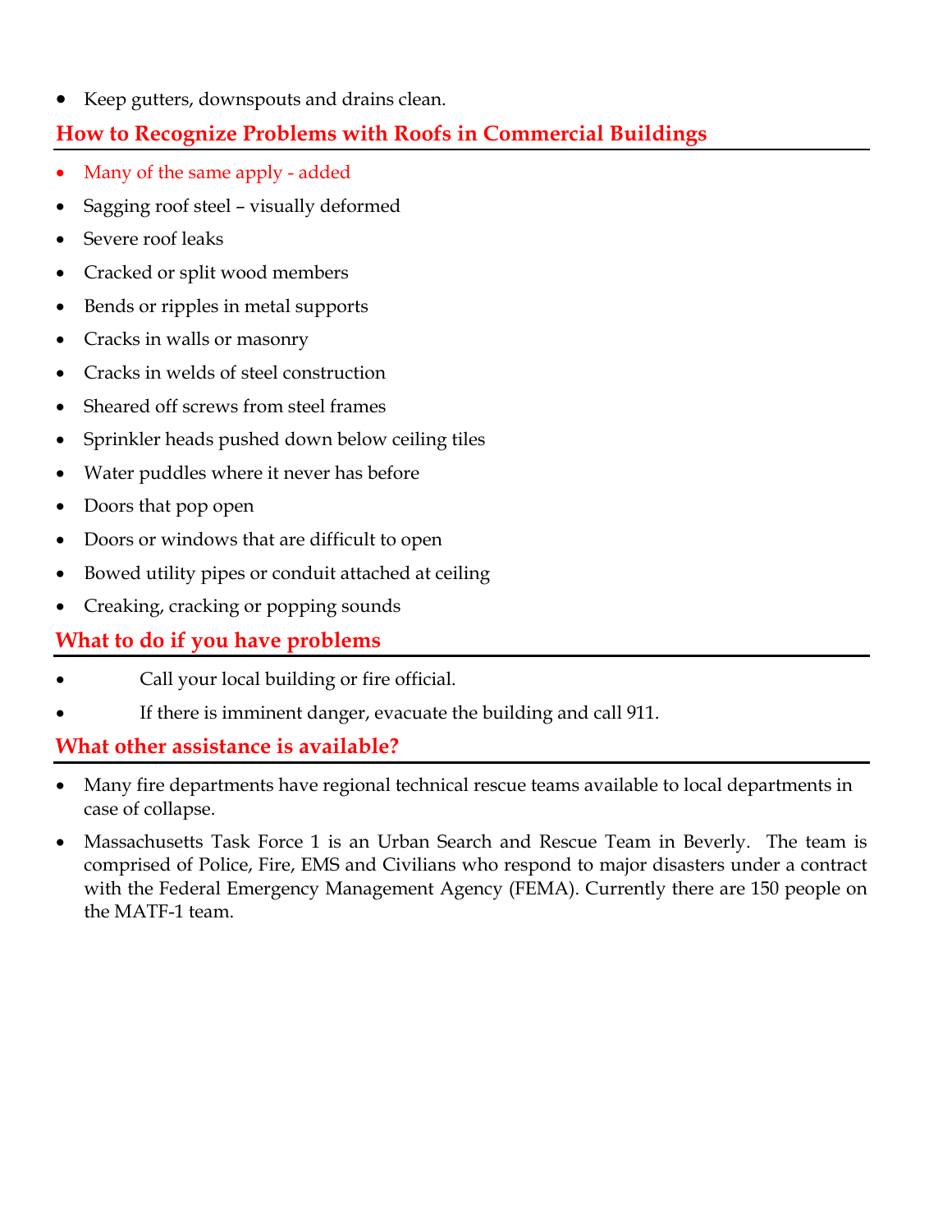- Keep gutters, downspouts and drains clean.

## How to Recognize Problems with Roofs in Commercial Buildings

- Many of the same apply - added
- Sagging roof steel – visually deformed
- Severe roof leaks
- Cracked or split wood members
- Bends or ripples in metal supports
- Cracks in walls or masonry
- Cracks in welds of steel construction
- Sheared off screws from steel frames
- Sprinkler heads pushed down below ceiling tiles
- Water puddles where it never has before
- Doors that pop open
- Doors or windows that are difficult to open
- Bowed utility pipes or conduit attached at ceiling
- Creaking, cracking or popping sounds

## What to do if you have problems

- Call your local building or fire official.
- If there is imminent danger, evacuate the building and call 911.

## What other assistance is available?

- Many fire departments have regional technical rescue teams available to local departments in case of collapse.
- Massachusetts Task Force 1 is an Urban Search and Rescue Team in Beverly. The team is comprised of Police, Fire, EMS and Civilians who respond to major disasters under a contract with the Federal Emergency Management Agency (FEMA). Currently there are 150 people on the MATF-1 team.